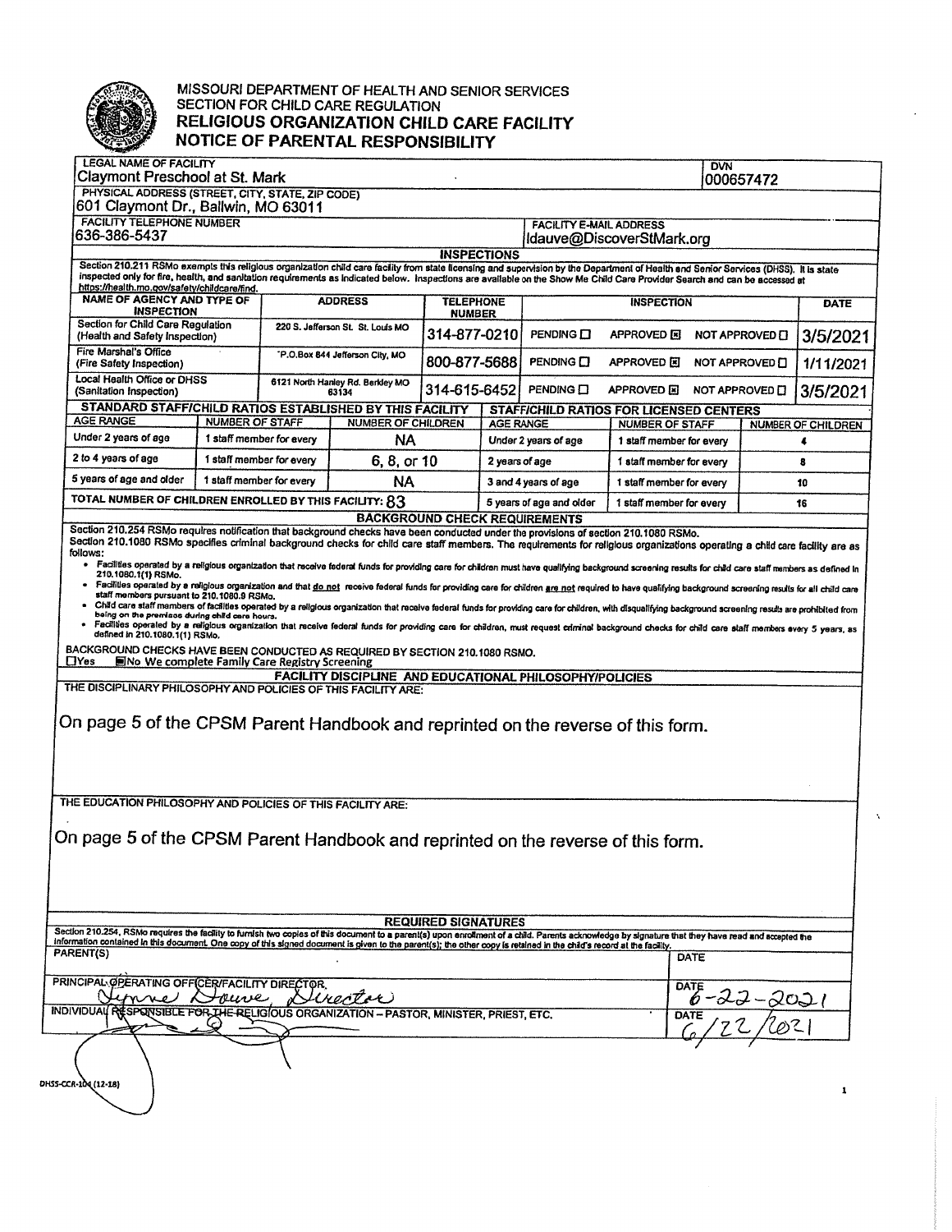# MISSOURI DEPARTMENT OF HEALTH AND SENIOR SERVICES
## SECTION FOR CHILD CARE REGULATION
## RELIGIOUS ORGANIZATION CHILD CARE FACILITY NOTICE OF PARENTAL RESPONSIBILITY

| LEGAL NAME OF FACILITY | DVN |
|---|---|
| Claymont Preschool at St. Mark | 000657472 |

**PHYSICAL ADDRESS (STREET, CITY, STATE, ZIP CODE)**
601 Claymont Dr., Ballwin, MO 63011

| FACILITY TELEPHONE NUMBER | FACILITY E-MAIL ADDRESS |
|---|---|
| 636-386-5437 | ldauve@DiscoverStMark.org |

### INSPECTIONS

Section 210.211 RSMo exempts this religious organization child care facility from state licensing and supervision by the Department of Health and Senior Services (DHSS). It is state inspected only for fire, health, and sanitation requirements as indicated below. Inspections are available on the Show Me Child Care Provider Search and can be accessed at https://health.mo.gov/safety/childcare/find.

| NAME OF AGENCY AND TYPE OF INSPECTION | ADDRESS | TELEPHONE NUMBER | INSPECTION | DATE |
|---|---|---|---|---|
| Section for Child Care Regulation (Health and Safety Inspection) | 220 S. Jefferson St. St. Louis MO | 314-877-0210 | PENDING ☐ APPROVED ☒ NOT APPROVED ☐ | 3/5/2021 |
| Fire Marshal's Office (Fire Safety Inspection) | P.O.Box 844 Jefferson City, MO | 800-877-5688 | PENDING ☐ APPROVED ☒ NOT APPROVED ☐ | 1/11/2021 |
| Local Health Office or DHSS (Sanitation Inspection) | 6121 North Hanley Rd. Berkley MO 63134 | 314-615-6452 | PENDING ☐ APPROVED ☒ NOT APPROVED ☐ | 3/5/2021 |

| STANDARD STAFF/CHILD RATIOS ESTABLISHED BY THIS FACILITY | | | STAFF/CHILD RATIOS FOR LICENSED CENTERS | | |
|---|---|---|---|---|---|
| AGE RANGE | NUMBER OF STAFF | NUMBER OF CHILDREN | AGE RANGE | NUMBER OF STAFF | NUMBER OF CHILDREN |
| Under 2 years of age | 1 staff member for every | NA | Under 2 years of age | 1 staff member for every | 4 |
| 2 to 4 years of age | 1 staff member for every | 6, 8, or 10 | 2 years of age | 1 staff member for every | 8 |
| 5 years of age and older | 1 staff member for every | NA | 3 and 4 years of age | 1 staff member for every | 10 |
| TOTAL NUMBER OF CHILDREN ENROLLED BY THIS FACILITY: 83 | | | 5 years of age and older | 1 staff member for every | 16 |

### BACKGROUND CHECK REQUIREMENTS

Section 210.254 RSMo requires notification that background checks have been conducted under the provisions of section 210.1080 RSMo.
Section 210.1080 RSMo specifies criminal background checks for child care staff members. The requirements for religious organizations operating a child care facility are as follows:

- Facilities operated by a religious organization that receive federal funds for providing care for children must have qualifying background screening results for child care staff members as defined in 210.1080.1(1) RSMo.
- Facilities operated by a religious organization and that do not receive federal funds for providing care for children are not required to have qualifying background screening results for all child care staff members pursuant to 210.1080.9 RSMo.
- Child care staff members of facilities operated by a religious organization that receive federal funds for providing care for children, with disqualifying background screening results are prohibited from being on the premises during child care hours.
- Facilities operated by a religious organization that receive federal funds for providing care for children, must request criminal background checks for child care staff members every 5 years, as defined in 210.1080.1(1) RSMo.

BACKGROUND CHECKS HAVE BEEN CONDUCTED AS REQUIRED BY SECTION 210.1080 RSMO.
☐Yes ☒No We complete Family Care Registry Screening

### FACILITY DISCIPLINE AND EDUCATIONAL PHILOSOPHY/POLICIES

THE DISCIPLINARY PHILOSOPHY AND POLICIES OF THIS FACILITY ARE:

On page 5 of the CPSM Parent Handbook and reprinted on the reverse of this form.

THE EDUCATION PHILOSOPHY AND POLICIES OF THIS FACILITY ARE:

On page 5 of the CPSM Parent Handbook and reprinted on the reverse of this form.

### REQUIRED SIGNATURES

Section 210.254, RSMo requires the facility to furnish two copies of this document to a parent(s) upon enrollment of a child. Parents acknowledge by signature that they have read and accepted the information contained in this document. One copy of this signed document is given to the parent(s); the other copy is retained in the child's record at the facility.

| PARENT(S) | DATE |
|---|---|
| | |
| PRINCIPAL OPERATING OFFICER/FACILITY DIRECTOR | DATE |
| Lynne Dauve Director | 6-22-2021 |
| INDIVIDUAL RESPONSIBLE FOR THE RELIGIOUS ORGANIZATION – PASTOR, MINISTER, PRIEST, ETC. | DATE |
| [signature] | 6/22/2021 |

DHSS-CCR-104 (12-18)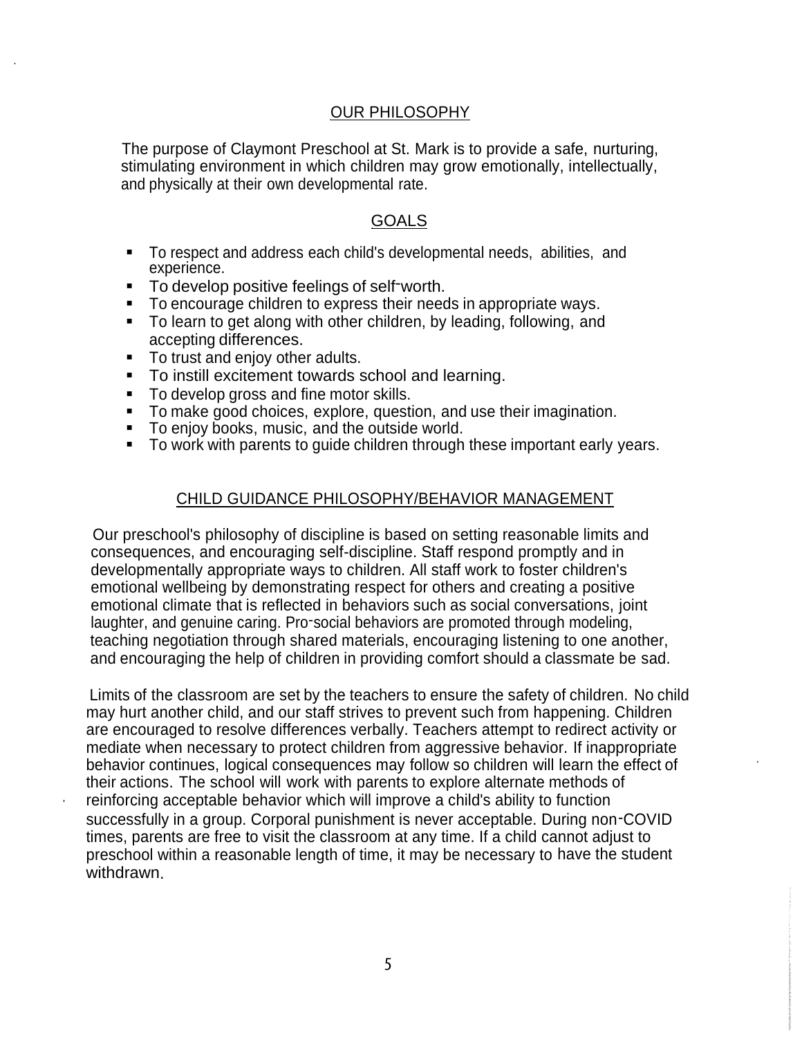## OUR PHILOSOPHY

The purpose of Claymont Preschool at St. Mark is to provide a safe, nurturing, stimulating environment in which children may grow emotionally, intellectually, and physically at their own developmental rate.

## GOALS

- To respect and address each child's developmental needs, abilities, and experience.
- To develop positive feelings of self-worth.
- To encourage children to express their needs in appropriate ways.
- To learn to get along with other children, by leading, following, and accepting differences.
- To trust and enjoy other adults.
- To instill excitement towards school and learning.
- To develop gross and fine motor skills.
- To make good choices, explore, question, and use their imagination.
- To enjoy books, music, and the outside world.
- To work with parents to guide children through these important early years.

## CHILD GUIDANCE PHILOSOPHY/BEHAVIOR MANAGEMENT

Our preschool's philosophy of discipline is based on setting reasonable limits and consequences, and encouraging self-discipline. Staff respond promptly and in developmentally appropriate ways to children. All staff work to foster children's emotional wellbeing by demonstrating respect for others and creating a positive emotional climate that is reflected in behaviors such as social conversations, joint laughter, and genuine caring. Pro-social behaviors are promoted through modeling, teaching negotiation through shared materials, encouraging listening to one another, and encouraging the help of children in providing comfort should a classmate be sad.

Limits of the classroom are set by the teachers to ensure the safety of children. No child may hurt another child, and our staff strives to prevent such from happening. Children are encouraged to resolve differences verbally. Teachers attempt to redirect activity or mediate when necessary to protect children from aggressive behavior. If inappropriate behavior continues, logical consequences may follow so children will learn the effect of their actions. The school will work with parents to explore alternate methods of reinforcing acceptable behavior which will improve a child's ability to function successfully in a group. Corporal punishment is never acceptable. During non-COVID times, parents are free to visit the classroom at any time. If a child cannot adjust to preschool within a reasonable length of time, it may be necessary to have the student withdrawn.